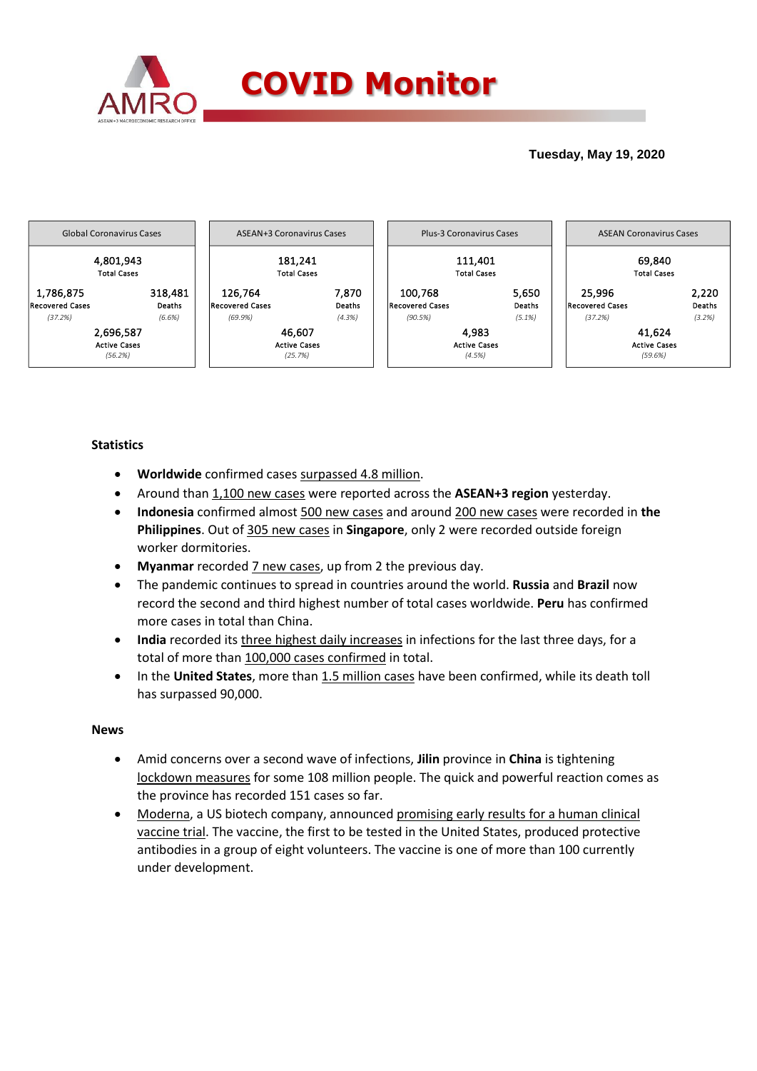# COVID Monitor

**Tuesday, May 19, 2020**

| Global Coronavirus Cases | | ASEAN+3 Coronavirus Cases | | Plus-3 Coronavirus Cases | | ASEAN Coronavirus Cases | |
|---|---|---|---|---|---|---|---|
| 4,801,943 Total Cases | | 181,241 Total Cases | | 111,401 Total Cases | | 69,840 Total Cases | |
| 1,786,875 Recovered Cases (37.2%) | 318,481 Deaths (6.6%) | 126,764 Recovered Cases (69.9%) | 7,870 Deaths (4.3%) | 100,768 Recovered Cases (90.5%) | 5,650 Deaths (5.1%) | 25,996 Recovered Cases (37.2%) | 2,220 Deaths (3.2%) |
| 2,696,587 Active Cases (56.2%) | | 46,607 Active Cases (25.7%) | | 4,983 Active Cases (4.5%) | | 41,624 Active Cases (59.6%) | |

### Statistics

- **Worldwide** confirmed cases surpassed 4.8 million.
- Around than 1,100 new cases were reported across the **ASEAN+3 region** yesterday.
- **Indonesia** confirmed almost 500 new cases and around 200 new cases were recorded in **the Philippines**. Out of 305 new cases in **Singapore**, only 2 were recorded outside foreign worker dormitories.
- **Myanmar** recorded 7 new cases, up from 2 the previous day.
- The pandemic continues to spread in countries around the world. **Russia** and **Brazil** now record the second and third highest number of total cases worldwide. **Peru** has confirmed more cases in total than China.
- **India** recorded its three highest daily increases in infections for the last three days, for a total of more than 100,000 cases confirmed in total.
- In the **United States**, more than 1.5 million cases have been confirmed, while its death toll has surpassed 90,000.

### News

- Amid concerns over a second wave of infections, **Jilin** province in **China** is tightening lockdown measures for some 108 million people. The quick and powerful reaction comes as the province has recorded 151 cases so far.
- Moderna, a US biotech company, announced promising early results for a human clinical vaccine trial. The vaccine, the first to be tested in the United States, produced protective antibodies in a group of eight volunteers. The vaccine is one of more than 100 currently under development.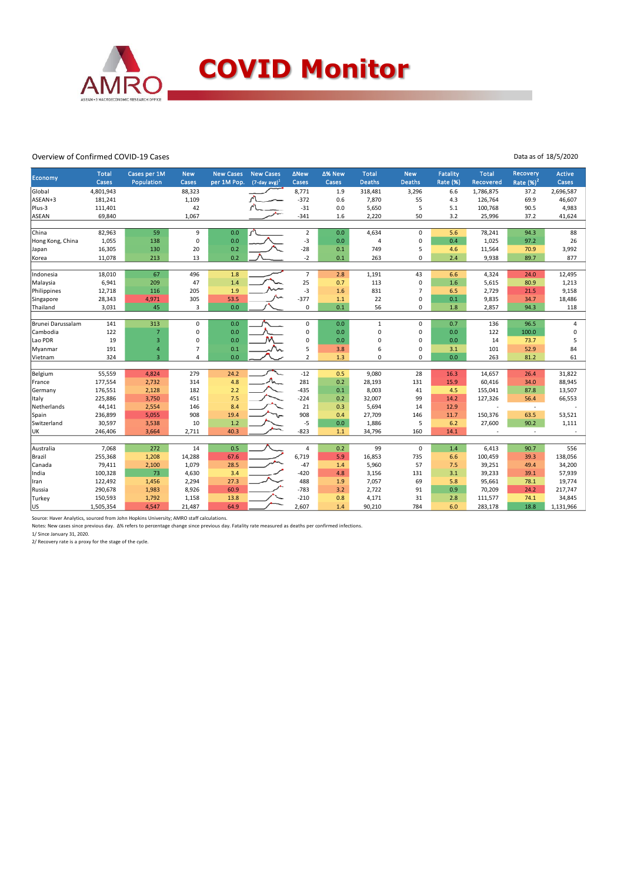# COVID Monitor

Overview of Confirmed COVID-19 Cases

Data as of 18/5/2020

| Economy | Total Cases | Cases per 1M Population | New Cases | New Cases per 1M Pop. | New Cases (7-day avg)[1] | ΔNew Cases | Δ% New Cases | Total Deaths | New Deaths | Fatality Rate (%) | Total Recovered | Recovery Rate (%)[2] | Active Cases |
|---|---|---|---|---|---|---|---|---|---|---|---|---|---|
| Global | 4,801,943 | | 88,323 | | | 8,771 | 1.9 | 318,481 | 3,296 | 6.6 | 1,786,875 | 37.2 | 2,696,587 |
| ASEAN+3 | 181,241 | | 1,109 | | | -372 | 0.6 | 7,870 | 55 | 4.3 | 126,764 | 69.9 | 46,607 |
| Plus-3 | 111,401 | | 42 | | | -31 | 0.0 | 5,650 | 5 | 5.1 | 100,768 | 90.5 | 4,983 |
| ASEAN | 69,840 | | 1,067 | | | -341 | 1.6 | 2,220 | 50 | 3.2 | 25,996 | 37.2 | 41,624 |
| | | | | | | | | | | | | | |
| China | 82,963 | 59 | 9 | 0.0 | | 2 | 0.0 | 4,634 | 0 | 5.6 | 78,241 | 94.3 | 88 |
| Hong Kong, China | 1,055 | 138 | 0 | 0.0 | | -3 | 0.0 | 4 | 0 | 0.4 | 1,025 | 97.2 | 26 |
| Japan | 16,305 | 130 | 20 | 0.2 | | -28 | 0.1 | 749 | 5 | 4.6 | 11,564 | 70.9 | 3,992 |
| Korea | 11,078 | 213 | 13 | 0.2 | | -2 | 0.1 | 263 | 0 | 2.4 | 9,938 | 89.7 | 877 |
| | | | | | | | | | | | | | |
| Indonesia | 18,010 | 67 | 496 | 1.8 | | 7 | 2.8 | 1,191 | 43 | 6.6 | 4,324 | 24.0 | 12,495 |
| Malaysia | 6,941 | 209 | 47 | 1.4 | | 25 | 0.7 | 113 | 0 | 1.6 | 5,615 | 80.9 | 1,213 |
| Philippines | 12,718 | 116 | 205 | 1.9 | | -3 | 1.6 | 831 | 7 | 6.5 | 2,729 | 21.5 | 9,158 |
| Singapore | 28,343 | 4,971 | 305 | 53.5 | | -377 | 1.1 | 22 | 0 | 0.1 | 9,835 | 34.7 | 18,486 |
| Thailand | 3,031 | 45 | 3 | 0.0 | | 0 | 0.1 | 56 | 0 | 1.8 | 2,857 | 94.3 | 118 |
| | | | | | | | | | | | | | |
| Brunei Darussalam | 141 | 313 | 0 | 0.0 | | 0 | 0.0 | 1 | 0 | 0.7 | 136 | 96.5 | 4 |
| Cambodia | 122 | 7 | 0 | 0.0 | | 0 | 0.0 | 0 | 0 | 0.0 | 122 | 100.0 | 0 |
| Lao PDR | 19 | 3 | 0 | 0.0 | | 0 | 0.0 | 0 | 0 | 0.0 | 14 | 73.7 | 5 |
| Myanmar | 191 | 4 | 7 | 0.1 | | 5 | 3.8 | 6 | 0 | 3.1 | 101 | 52.9 | 84 |
| Vietnam | 324 | 3 | 4 | 0.0 | | 2 | 1.3 | 0 | 0 | 0.0 | 263 | 81.2 | 61 |
| | | | | | | | | | | | | | |
| Belgium | 55,559 | 4,824 | 279 | 24.2 | | -12 | 0.5 | 9,080 | 28 | 16.3 | 14,657 | 26.4 | 31,822 |
| France | 177,554 | 2,732 | 314 | 4.8 | | 281 | 0.2 | 28,193 | 131 | 15.9 | 60,416 | 34.0 | 88,945 |
| Germany | 176,551 | 2,128 | 182 | 2.2 | | -435 | 0.1 | 8,003 | 41 | 4.5 | 155,041 | 87.8 | 13,507 |
| Italy | 225,886 | 3,750 | 451 | 7.5 | | -224 | 0.2 | 32,007 | 99 | 14.2 | 127,326 | 56.4 | 66,553 |
| Netherlands | 44,141 | 2,554 | 146 | 8.4 | | 21 | 0.3 | 5,694 | 14 | 12.9 | - | - | - |
| Spain | 236,899 | 5,055 | 908 | 19.4 | | 908 | 0.4 | 27,709 | 146 | 11.7 | 150,376 | 63.5 | 53,521 |
| Switzerland | 30,597 | 3,538 | 10 | 1.2 | | -5 | 0.0 | 1,886 | 5 | 6.2 | 27,600 | 90.2 | 1,111 |
| UK | 246,406 | 3,664 | 2,711 | 40.3 | | -823 | 1.1 | 34,796 | 160 | 14.1 | - | - | - |
| | | | | | | | | | | | | | |
| Australia | 7,068 | 272 | 14 | 0.5 | | 4 | 0.2 | 99 | 0 | 1.4 | 6,413 | 90.7 | 556 |
| Brazil | 255,368 | 1,208 | 14,288 | 67.6 | | 6,719 | 5.9 | 16,853 | 735 | 6.6 | 100,459 | 39.3 | 138,056 |
| Canada | 79,411 | 2,100 | 1,079 | 28.5 | | -47 | 1.4 | 5,960 | 57 | 7.5 | 39,251 | 49.4 | 34,200 |
| India | 100,328 | 73 | 4,630 | 3.4 | | -420 | 4.8 | 3,156 | 131 | 3.1 | 39,233 | 39.1 | 57,939 |
| Iran | 122,492 | 1,456 | 2,294 | 27.3 | | 488 | 1.9 | 7,057 | 69 | 5.8 | 95,661 | 78.1 | 19,774 |
| Russia | 290,678 | 1,983 | 8,926 | 60.9 | | -783 | 3.2 | 2,722 | 91 | 0.9 | 70,209 | 24.2 | 217,747 |
| Turkey | 150,593 | 1,792 | 1,158 | 13.8 | | -210 | 0.8 | 4,171 | 31 | 2.8 | 111,577 | 74.1 | 34,845 |
| US | 1,505,354 | 4,547 | 21,487 | 64.9 | | 2,607 | 1.4 | 90,210 | 784 | 6.0 | 283,178 | 18.8 | 1,131,966 |

Source: Haver Analytics, sourced from John Hopkins University; AMRO staff calculations.

Notes: New cases since previous day. Δ% refers to percentage change since previous day. Fatality rate measured as deaths per confirmed infections.

1/ Since January 31, 2020.

2/ Recovery rate is a proxy for the stage of the cycle.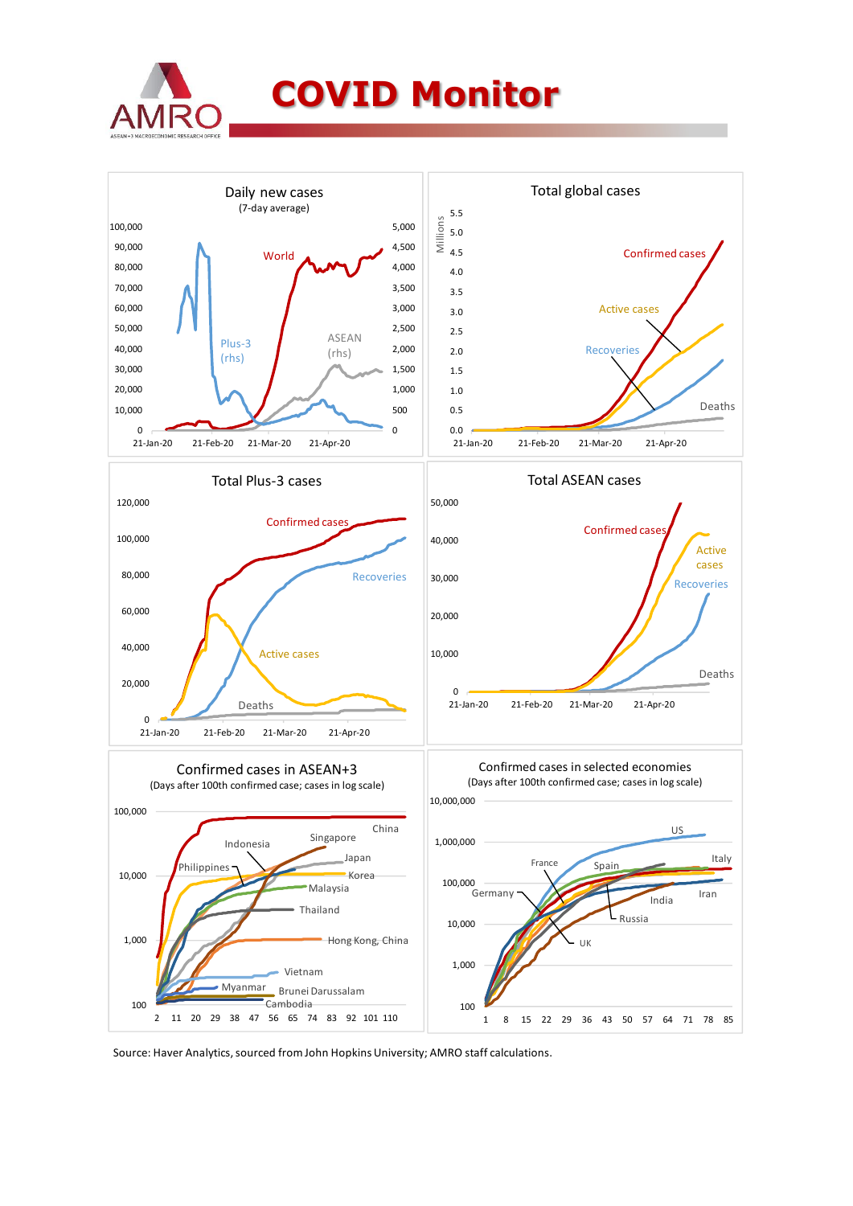# COVID Monitor

## Daily new cases
(7-day average)

100,000
90,000
80,000
70,000
60,000
50,000
40,000
30,000
20,000
10,000
0

5,000
4,500
4,000
3,500
3,000
2,500
2,000
1,500
1,000
500
0

World
Plus-3 (rhs)
ASEAN (rhs)

21-Jan-20 21-Feb-20 21-Mar-20 21-Apr-20

## Total global cases

Millions

5.5
5.0
4.5
4.0
3.5
3.0
2.5
2.0
1.5
1.0
0.5
0.0

Confirmed cases
Active cases
Recoveries
Deaths

21-Jan-20 21-Feb-20 21-Mar-20 21-Apr-20

## Total Plus-3 cases

120,000
100,000
80,000
60,000
40,000
20,000
0

Confirmed cases
Recoveries
Active cases
Deaths

21-Jan-20 21-Feb-20 21-Mar-20 21-Apr-20

## Total ASEAN cases

50,000
40,000
30,000
20,000
10,000
0

Confirmed cases
Active cases
Recoveries
Deaths

21-Jan-20 21-Feb-20 21-Mar-20 21-Apr-20

## Confirmed cases in ASEAN+3
(Days after 100th confirmed case; cases in log scale)

100,000
10,000
1,000
100

China
Singapore
Indonesia
Japan
Philippines
Korea
Malaysia
Thailand
Hong Kong, China
Vietnam
Myanmar
Brunei Darussalam
Cambodia

2 11 20 29 38 47 56 65 74 83 92 101 110

## Confirmed cases in selected economies
(Days after 100th confirmed case; cases in log scale)

10,000,000
1,000,000
100,000
10,000
1,000
100

US
Italy
France
Spain
Germany
Iran
India
Russia
UK

1 8 15 22 29 36 43 50 57 64 71 78 85

Source: Haver Analytics, sourced from John Hopkins University; AMRO staff calculations.